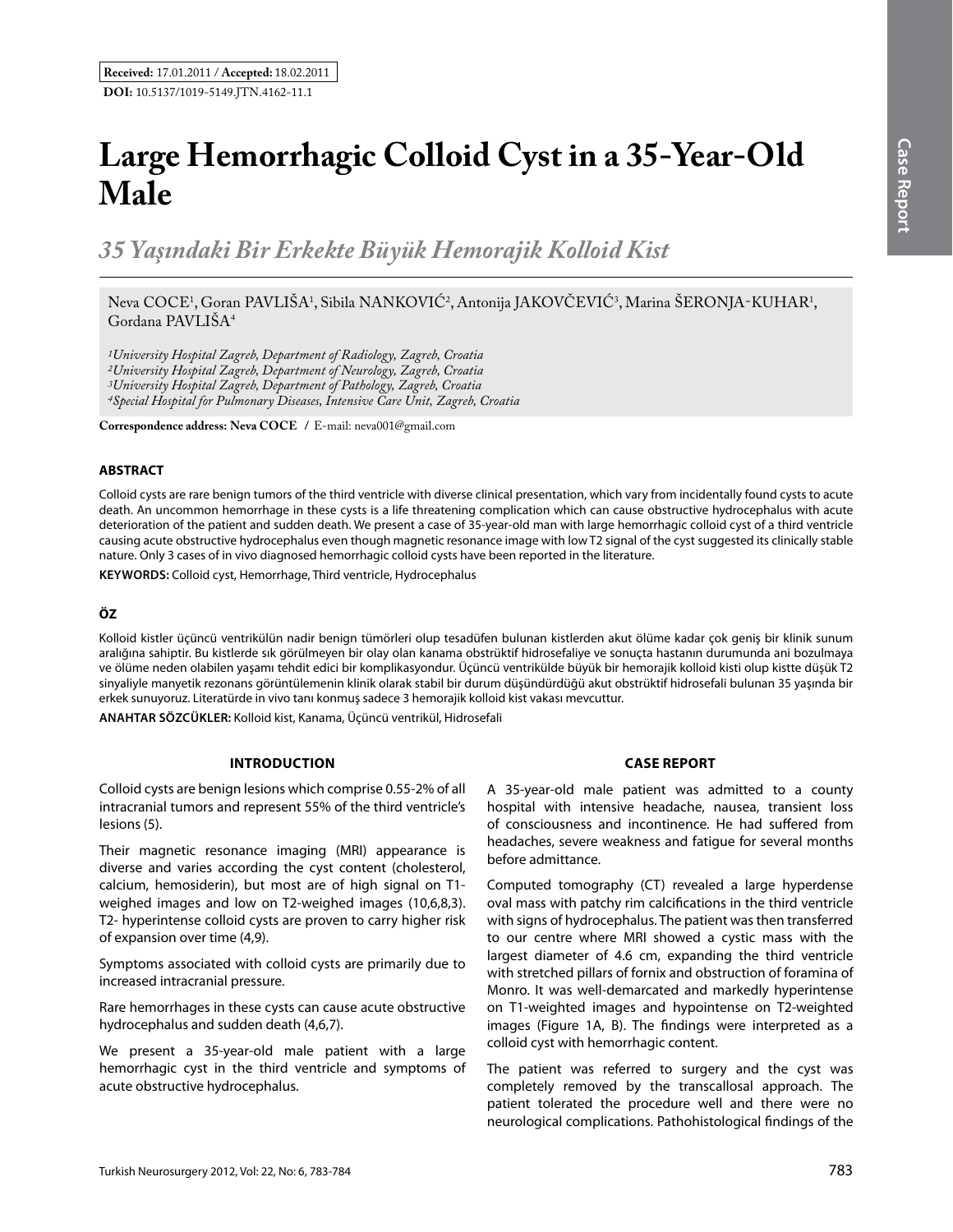**Received:** 17.01.2011 / **Accepted:** 18.02.2011

**DOI:** 10.5137/1019-5149.JTN.4162-11.1

# Large Hemorrhagic Colloid Cyst in a 35-Year-Old Male

## *35 Yaşındaki Bir Erkekte Büyük Hemorajik Kolloid Kist*

Neva COCE[1], Goran PAVLIŠA[1], Sibila NANKOVIĆ[2], Antonija JAKOVČEVIĆ[3], Marina ŠERONJA-KUHAR[1], Gordana PAVLIŠA[4]

*[1]University Hospital Zagreb, Department of Radiology, Zagreb, Croatia*
*[2]University Hospital Zagreb, Department of Neurology, Zagreb, Croatia*
*[3]University Hospital Zagreb, Department of Pathology, Zagreb, Croatia*
*[4]Special Hospital for Pulmonary Diseases, Intensive Care Unit, Zagreb, Croatia*

**Correspondence address: Neva COCE** / E-mail: neva001@gmail.com

### ABSTRACT

Colloid cysts are rare benign tumors of the third ventricle with diverse clinical presentation, which vary from incidentally found cysts to acute death. An uncommon hemorrhage in these cysts is a life threatening complication which can cause obstructive hydrocephalus with acute deterioration of the patient and sudden death. We present a case of 35-year-old man with large hemorrhagic colloid cyst of a third ventricle causing acute obstructive hydrocephalus even though magnetic resonance image with low T2 signal of the cyst suggested its clinically stable nature. Only 3 cases of in vivo diagnosed hemorrhagic colloid cysts have been reported in the literature.

**KEYWORDS:** Colloid cyst, Hemorrhage, Third ventricle, Hydrocephalus

### ÖZ

Kolloid kistler üçüncü ventrikülün nadir benign tümörleri olup tesadüfen bulunan kistlerden akut ölüme kadar çok geniş bir klinik sunum aralığına sahiptir. Bu kistlerde sık görülmeyen bir olay olan kanama obstrüktif hidrosefaliye ve sonuçta hastanın durumunda ani bozulmaya ve ölüme neden olabilen yaşamı tehdit edici bir komplikasyondur. Üçüncü ventrikülde büyük bir hemorajik kolloid kisti olup kistte düşük T2 sinyaliyle manyetik rezonans görüntülemenin klinik olarak stabil bir durum düşündürdüğü akut obstrüktif hidrosefali bulunan 35 yaşında bir erkek sunuyoruz. Literatürde in vivo tanı konmuş sadece 3 hemorajik kolloid kist vakası mevcuttur.

**ANAHTAR SÖZCÜKLER:** Kolloid kist, Kanama, Üçüncü ventrikül, Hidrosefali

### INTRODUCTION

Colloid cysts are benign lesions which comprise 0.55-2% of all intracranial tumors and represent 55% of the third ventricle's lesions (5).

Their magnetic resonance imaging (MRI) appearance is diverse and varies according the cyst content (cholesterol, calcium, hemosiderin), but most are of high signal on T1-weighed images and low on T2-weighed images (10,6,8,3). T2- hyperintense colloid cysts are proven to carry higher risk of expansion over time (4,9).

Symptoms associated with colloid cysts are primarily due to increased intracranial pressure.

Rare hemorrhages in these cysts can cause acute obstructive hydrocephalus and sudden death (4,6,7).

We present a 35-year-old male patient with a large hemorrhagic cyst in the third ventricle and symptoms of acute obstructive hydrocephalus.

### CASE REPORT

A 35-year-old male patient was admitted to a county hospital with intensive headache, nausea, transient loss of consciousness and incontinence. He had suffered from headaches, severe weakness and fatigue for several months before admittance.

Computed tomography (CT) revealed a large hyperdense oval mass with patchy rim calcifications in the third ventricle with signs of hydrocephalus. The patient was then transferred to our centre where MRI showed a cystic mass with the largest diameter of 4.6 cm, expanding the third ventricle with stretched pillars of fornix and obstruction of foramina of Monro. It was well-demarcated and markedly hyperintense on T1-weighted images and hypointense on T2-weighted images (Figure 1A, B). The findings were interpreted as a colloid cyst with hemorrhagic content.

The patient was referred to surgery and the cyst was completely removed by the transcallosal approach. The patient tolerated the procedure well and there were no neurological complications. Pathohistological findings of the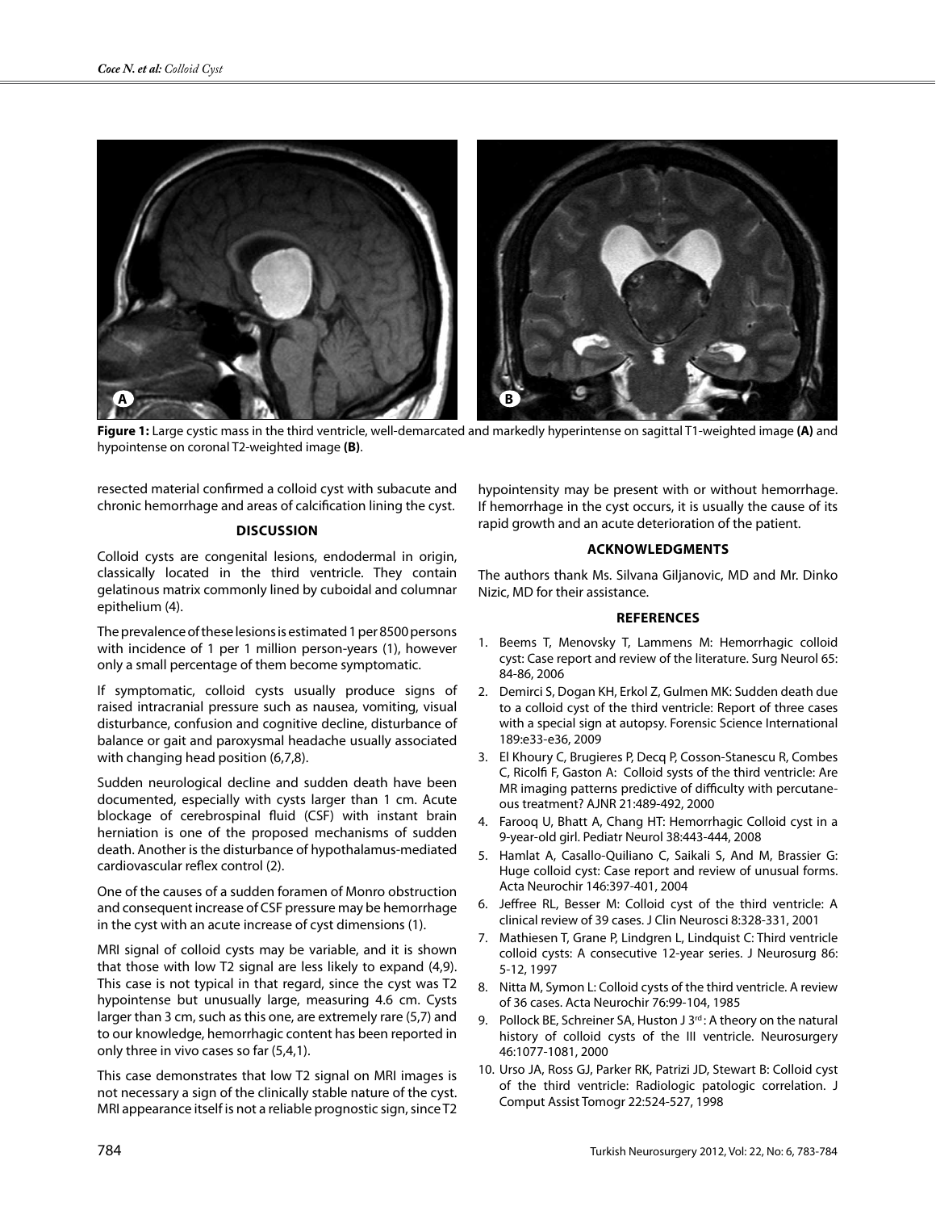**Figure 1:** Large cystic mass in the third ventricle, well-demarcated and markedly hyperintense on sagittal T1-weighted image **(A)** and hypointense on coronal T2-weighted image **(B)**.

resected material confirmed a colloid cyst with subacute and chronic hemorrhage and areas of calcification lining the cyst.

## DISCUSSION

Colloid cysts are congenital lesions, endodermal in origin, classically located in the third ventricle. They contain gelatinous matrix commonly lined by cuboidal and columnar epithelium (4).

The prevalence of these lesions is estimated 1 per 8500 persons with incidence of 1 per 1 million person-years (1), however only a small percentage of them become symptomatic.

If symptomatic, colloid cysts usually produce signs of raised intracranial pressure such as nausea, vomiting, visual disturbance, confusion and cognitive decline, disturbance of balance or gait and paroxysmal headache usually associated with changing head position (6,7,8).

Sudden neurological decline and sudden death have been documented, especially with cysts larger than 1 cm. Acute blockage of cerebrospinal fluid (CSF) with instant brain herniation is one of the proposed mechanisms of sudden death. Another is the disturbance of hypothalamus-mediated cardiovascular reflex control (2).

One of the causes of a sudden foramen of Monro obstruction and consequent increase of CSF pressure may be hemorrhage in the cyst with an acute increase of cyst dimensions (1).

MRI signal of colloid cysts may be variable, and it is shown that those with low T2 signal are less likely to expand (4,9). This case is not typical in that regard, since the cyst was T2 hypointense but unusually large, measuring 4.6 cm. Cysts larger than 3 cm, such as this one, are extremely rare (5,7) and to our knowledge, hemorrhagic content has been reported in only three in vivo cases so far (5,4,1).

This case demonstrates that low T2 signal on MRI images is not necessary a sign of the clinically stable nature of the cyst. MRI appearance itself is not a reliable prognostic sign, since T2 hypointensity may be present with or without hemorrhage. If hemorrhage in the cyst occurs, it is usually the cause of its rapid growth and an acute deterioration of the patient.

## ACKNOWLEDGMENTS

The authors thank Ms. Silvana Giljanovic, MD and Mr. Dinko Nizic, MD for their assistance.

## REFERENCES

1. Beems T, Menovsky T, Lammens M: Hemorrhagic colloid cyst: Case report and review of the literature. Surg Neurol 65: 84-86, 2006
2. Demirci S, Dogan KH, Erkol Z, Gulmen MK: Sudden death due to a colloid cyst of the third ventricle: Report of three cases with a special sign at autopsy. Forensic Science International 189:e33-e36, 2009
3. El Khoury C, Brugieres P, Decq P, Cosson-Stanescu R, Combes C, Ricolfi F, Gaston A: Colloid systs of the third ventricle: Are MR imaging patterns predictive of difficulty with percutaneous treatment? AJNR 21:489-492, 2000
4. Farooq U, Bhatt A, Chang HT: Hemorrhagic Colloid cyst in a 9-year-old girl. Pediatr Neurol 38:443-444, 2008
5. Hamlat A, Casallo-Quiliano C, Saikali S, And M, Brassier G: Huge colloid cyst: Case report and review of unusual forms. Acta Neurochir 146:397-401, 2004
6. Jeffree RL, Besser M: Colloid cyst of the third ventricle: A clinical review of 39 cases. J Clin Neurosci 8:328-331, 2001
7. Mathiesen T, Grane P, Lindgren L, Lindquist C: Third ventricle colloid cysts: A consecutive 12-year series. J Neurosurg 86: 5-12, 1997
8. Nitta M, Symon L: Colloid cysts of the third ventricle. A review of 36 cases. Acta Neurochir 76:99-104, 1985
9. Pollock BE, Schreiner SA, Huston J 3rd: A theory on the natural history of colloid cysts of the III ventricle. Neurosurgery 46:1077-1081, 2000
10. Urso JA, Ross GJ, Parker RK, Patrizi JD, Stewart B: Colloid cyst of the third ventricle: Radiologic patologic correlation. J Comput Assist Tomogr 22:524-527, 1998